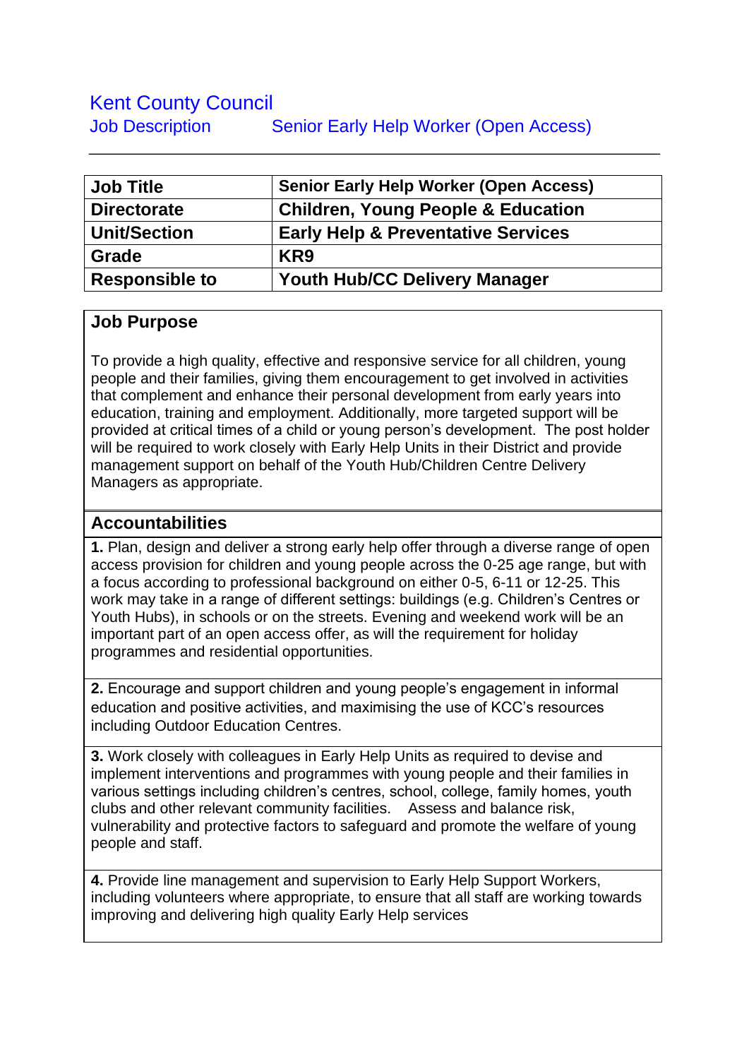# Kent County Council

## Job Description    Senior Early Help Worker (Open Access)

| **Job Title** | **Senior Early Help Worker (Open Access)** |
|---|---|
| **Directorate** | **Children, Young People & Education** |
| **Unit/Section** | **Early Help & Preventative Services** |
| **Grade** | **KR9** |
| **Responsible to** | **Youth Hub/CC Delivery Manager** |

### Job Purpose

To provide a high quality, effective and responsive service for all children, young people and their families, giving them encouragement to get involved in activities that complement and enhance their personal development from early years into education, training and employment. Additionally, more targeted support will be provided at critical times of a child or young person's development. The post holder will be required to work closely with Early Help Units in their District and provide management support on behalf of the Youth Hub/Children Centre Delivery Managers as appropriate.

### Accountabilities

**1.** Plan, design and deliver a strong early help offer through a diverse range of open access provision for children and young people across the 0-25 age range, but with a focus according to professional background on either 0-5, 6-11 or 12-25. This work may take in a range of different settings: buildings (e.g. Children's Centres or Youth Hubs), in schools or on the streets. Evening and weekend work will be an important part of an open access offer, as will the requirement for holiday programmes and residential opportunities.

**2.** Encourage and support children and young people's engagement in informal education and positive activities, and maximising the use of KCC's resources including Outdoor Education Centres.

**3.** Work closely with colleagues in Early Help Units as required to devise and implement interventions and programmes with young people and their families in various settings including children's centres, school, college, family homes, youth clubs and other relevant community facilities. Assess and balance risk, vulnerability and protective factors to safeguard and promote the welfare of young people and staff.

**4.** Provide line management and supervision to Early Help Support Workers, including volunteers where appropriate, to ensure that all staff are working towards improving and delivering high quality Early Help services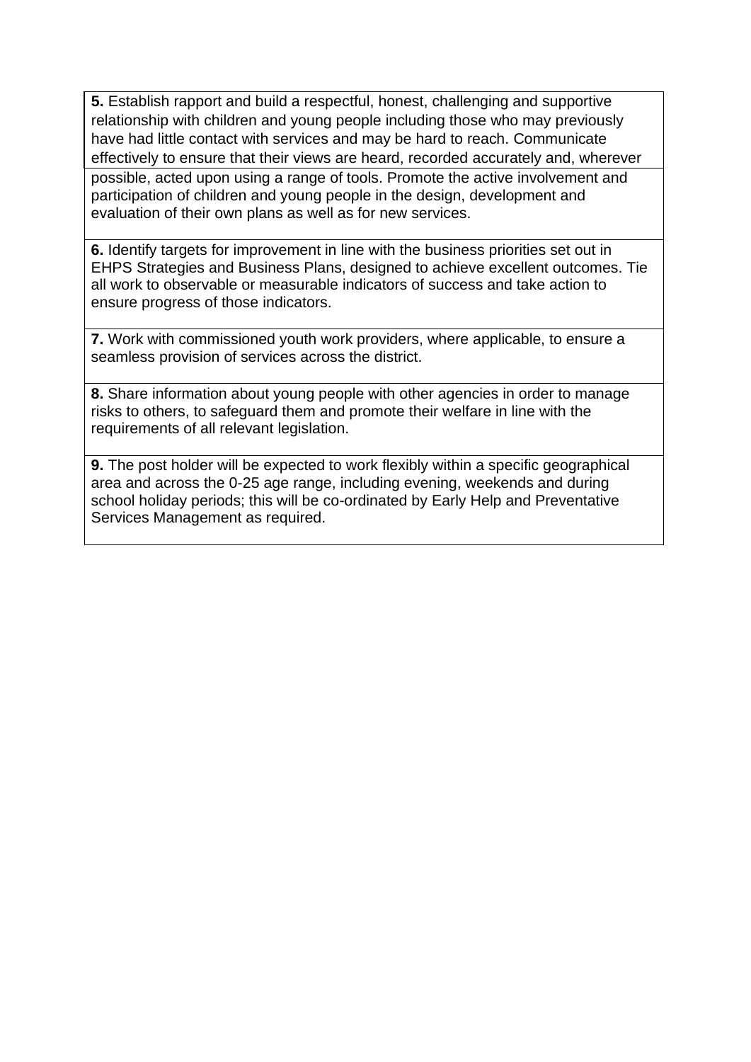**5.** Establish rapport and build a respectful, honest, challenging and supportive relationship with children and young people including those who may previously have had little contact with services and may be hard to reach. Communicate effectively to ensure that their views are heard, recorded accurately and, wherever possible, acted upon using a range of tools. Promote the active involvement and participation of children and young people in the design, development and evaluation of their own plans as well as for new services.

**6.** Identify targets for improvement in line with the business priorities set out in EHPS Strategies and Business Plans, designed to achieve excellent outcomes. Tie all work to observable or measurable indicators of success and take action to ensure progress of those indicators.

**7.** Work with commissioned youth work providers, where applicable, to ensure a seamless provision of services across the district.

**8.** Share information about young people with other agencies in order to manage risks to others, to safeguard them and promote their welfare in line with the requirements of all relevant legislation.

**9.** The post holder will be expected to work flexibly within a specific geographical area and across the 0-25 age range, including evening, weekends and during school holiday periods; this will be co-ordinated by Early Help and Preventative Services Management as required.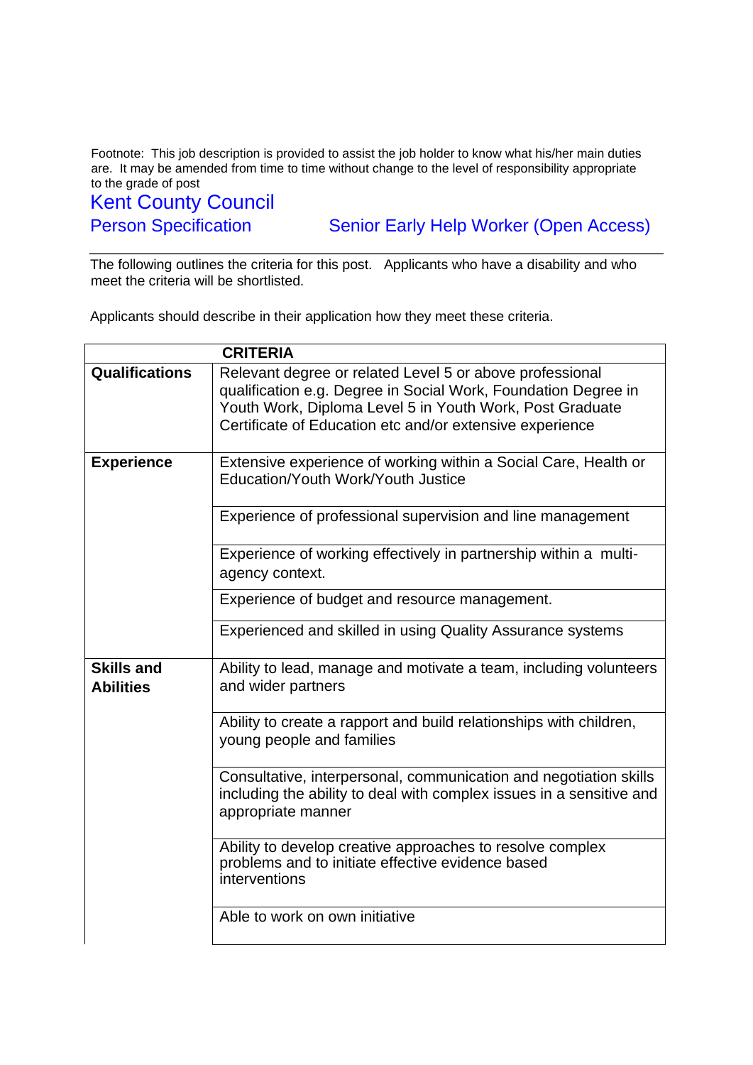Footnote: This job description is provided to assist the job holder to know what his/her main duties are. It may be amended from time to time without change to the level of responsibility appropriate to the grade of post

# Kent County Council

## Person Specification Senior Early Help Worker (Open Access)

The following outlines the criteria for this post. Applicants who have a disability and who meet the criteria will be shortlisted.

Applicants should describe in their application how they meet these criteria.

| | CRITERIA |
|---|---|
| **Qualifications** | Relevant degree or related Level 5 or above professional qualification e.g. Degree in Social Work, Foundation Degree in Youth Work, Diploma Level 5 in Youth Work, Post Graduate Certificate of Education etc and/or extensive experience |
| **Experience** | Extensive experience of working within a Social Care, Health or Education/Youth Work/Youth Justice |
| | Experience of professional supervision and line management |
| | Experience of working effectively in partnership within a multi-agency context. |
| | Experience of budget and resource management. |
| | Experienced and skilled in using Quality Assurance systems |
| **Skills and Abilities** | Ability to lead, manage and motivate a team, including volunteers and wider partners |
| | Ability to create a rapport and build relationships with children, young people and families |
| | Consultative, interpersonal, communication and negotiation skills including the ability to deal with complex issues in a sensitive and appropriate manner |
| | Ability to develop creative approaches to resolve complex problems and to initiate effective evidence based interventions |
| | Able to work on own initiative |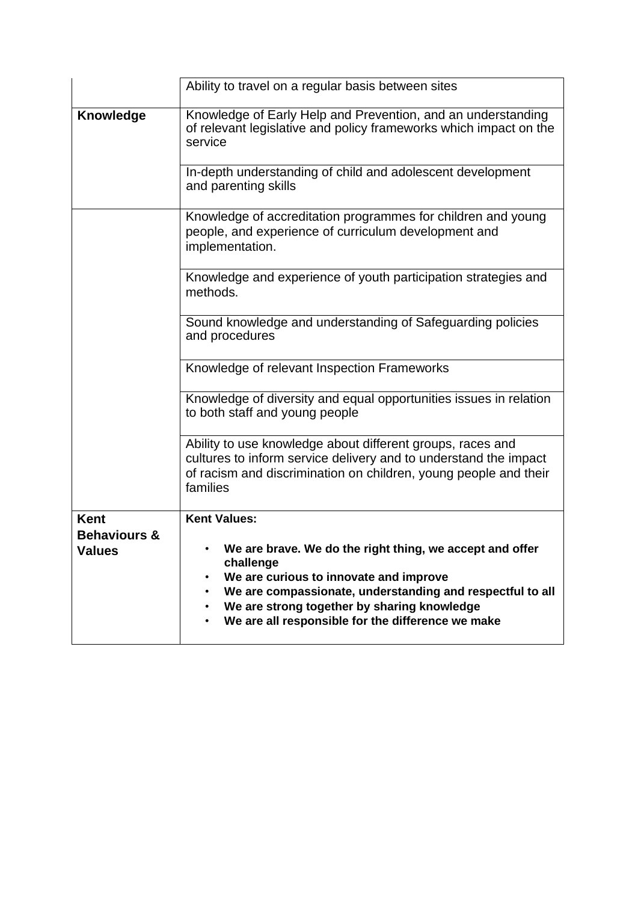| | |
|---|---|
| | Ability to travel on a regular basis between sites |
| **Knowledge** | Knowledge of Early Help and Prevention, and an understanding of relevant legislative and policy frameworks which impact on the service |
| | In-depth understanding of child and adolescent development and parenting skills |
| | Knowledge of accreditation programmes for children and young people, and experience of curriculum development and implementation. |
| | Knowledge and experience of youth participation strategies and methods. |
| | Sound knowledge and understanding of Safeguarding policies and procedures |
| | Knowledge of relevant Inspection Frameworks |
| | Knowledge of diversity and equal opportunities issues in relation to both staff and young people |
| | Ability to use knowledge about different groups, races and cultures to inform service delivery and to understand the impact of racism and discrimination on children, young people and their families |
| **Kent Behaviours & Values** | **Kent Values:**<br>• **We are brave. We do the right thing, we accept and offer challenge**<br>• **We are curious to innovate and improve**<br>• **We are compassionate, understanding and respectful to all**<br>• **We are strong together by sharing knowledge**<br>• **We are all responsible for the difference we make** |